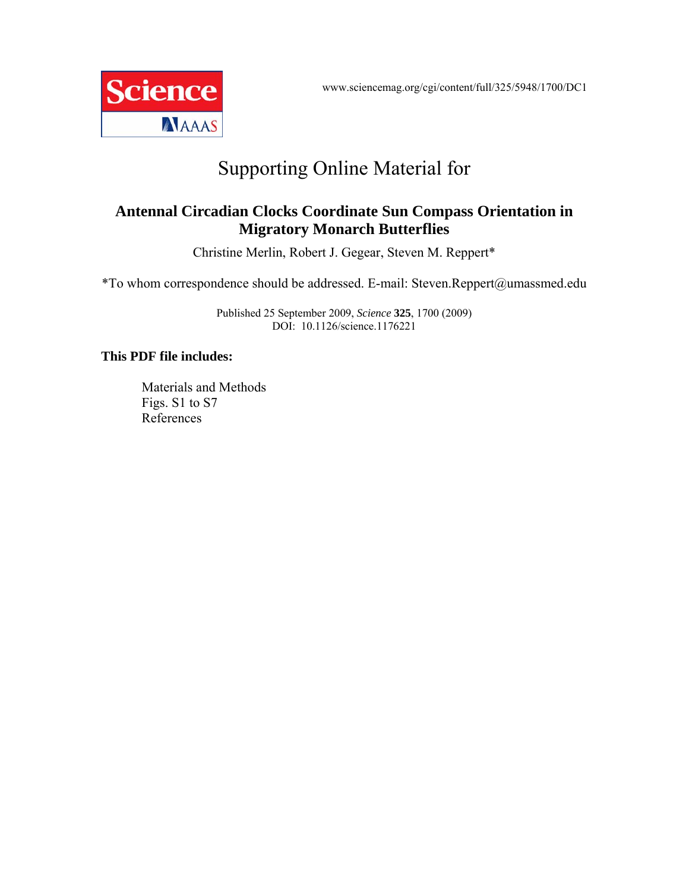www.sciencemag.org/cgi/content/full/325/5948/1700/DC1

# Supporting Online Material for

## Antennal Circadian Clocks Coordinate Sun Compass Orientation in Migratory Monarch Butterflies

Christine Merlin, Robert J. Gegear, Steven M. Reppert*

*To whom correspondence should be addressed. E-mail: Steven.Reppert@umassmed.edu

Published 25 September 2009, *Science* **325**, 1700 (2009)
DOI: 10.1126/science.1176221

**This PDF file includes:**

Materials and Methods
Figs. S1 to S7
References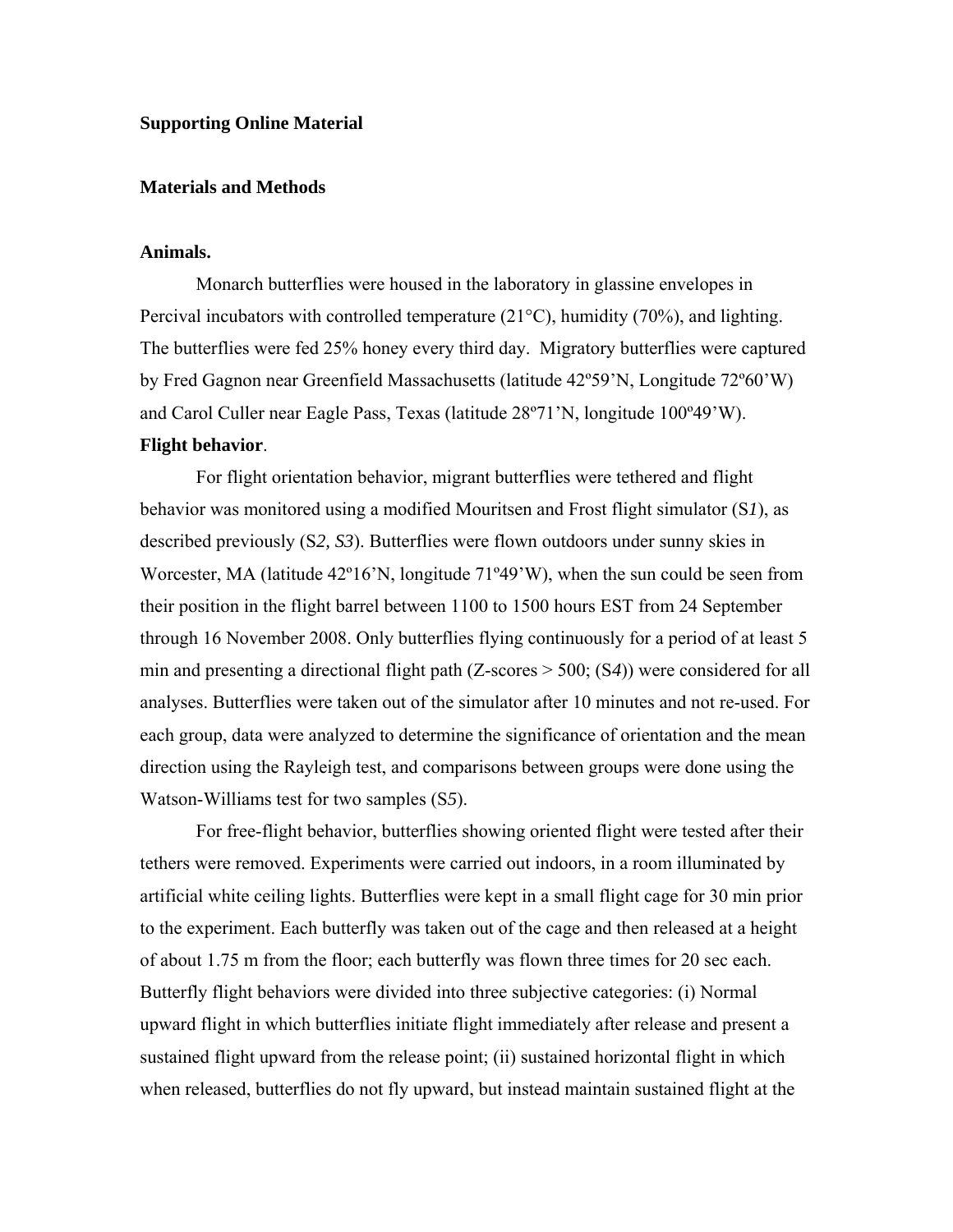**Supporting Online Material**

**Materials and Methods**

**Animals.**

Monarch butterflies were housed in the laboratory in glassine envelopes in Percival incubators with controlled temperature (21°C), humidity (70%), and lighting. The butterflies were fed 25% honey every third day. Migratory butterflies were captured by Fred Gagnon near Greenfield Massachusetts (latitude 42º59'N, Longitude 72º60'W) and Carol Culler near Eagle Pass, Texas (latitude 28º71'N, longitude 100º49'W).

**Flight behavior**.

For flight orientation behavior, migrant butterflies were tethered and flight behavior was monitored using a modified Mouritsen and Frost flight simulator (S*1*), as described previously (S*2, S3*). Butterflies were flown outdoors under sunny skies in Worcester, MA (latitude 42º16'N, longitude 71º49'W), when the sun could be seen from their position in the flight barrel between 1100 to 1500 hours EST from 24 September through 16 November 2008. Only butterflies flying continuously for a period of at least 5 min and presenting a directional flight path (*Z*-scores > 500; (S*4*)) were considered for all analyses. Butterflies were taken out of the simulator after 10 minutes and not re-used. For each group, data were analyzed to determine the significance of orientation and the mean direction using the Rayleigh test, and comparisons between groups were done using the Watson-Williams test for two samples (S*5*).

For free-flight behavior, butterflies showing oriented flight were tested after their tethers were removed. Experiments were carried out indoors, in a room illuminated by artificial white ceiling lights. Butterflies were kept in a small flight cage for 30 min prior to the experiment. Each butterfly was taken out of the cage and then released at a height of about 1.75 m from the floor; each butterfly was flown three times for 20 sec each. Butterfly flight behaviors were divided into three subjective categories: (i) Normal upward flight in which butterflies initiate flight immediately after release and present a sustained flight upward from the release point; (ii) sustained horizontal flight in which when released, butterflies do not fly upward, but instead maintain sustained flight at the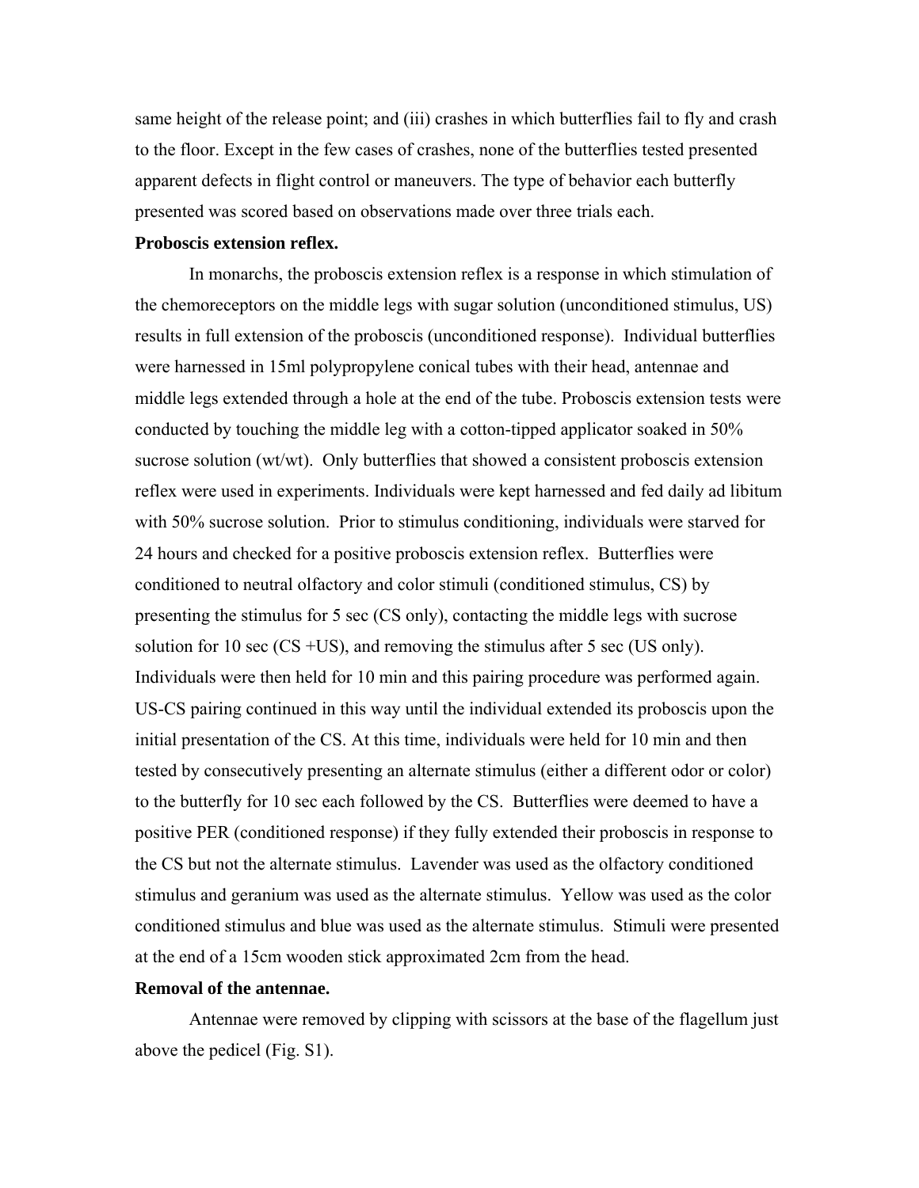same height of the release point; and (iii) crashes in which butterflies fail to fly and crash to the floor. Except in the few cases of crashes, none of the butterflies tested presented apparent defects in flight control or maneuvers. The type of behavior each butterfly presented was scored based on observations made over three trials each.

**Proboscis extension reflex.**

In monarchs, the proboscis extension reflex is a response in which stimulation of the chemoreceptors on the middle legs with sugar solution (unconditioned stimulus, US) results in full extension of the proboscis (unconditioned response). Individual butterflies were harnessed in 15ml polypropylene conical tubes with their head, antennae and middle legs extended through a hole at the end of the tube. Proboscis extension tests were conducted by touching the middle leg with a cotton-tipped applicator soaked in 50% sucrose solution (wt/wt). Only butterflies that showed a consistent proboscis extension reflex were used in experiments. Individuals were kept harnessed and fed daily ad libitum with 50% sucrose solution. Prior to stimulus conditioning, individuals were starved for 24 hours and checked for a positive proboscis extension reflex. Butterflies were conditioned to neutral olfactory and color stimuli (conditioned stimulus, CS) by presenting the stimulus for 5 sec (CS only), contacting the middle legs with sucrose solution for 10 sec (CS +US), and removing the stimulus after 5 sec (US only). Individuals were then held for 10 min and this pairing procedure was performed again. US-CS pairing continued in this way until the individual extended its proboscis upon the initial presentation of the CS. At this time, individuals were held for 10 min and then tested by consecutively presenting an alternate stimulus (either a different odor or color) to the butterfly for 10 sec each followed by the CS. Butterflies were deemed to have a positive PER (conditioned response) if they fully extended their proboscis in response to the CS but not the alternate stimulus. Lavender was used as the olfactory conditioned stimulus and geranium was used as the alternate stimulus. Yellow was used as the color conditioned stimulus and blue was used as the alternate stimulus. Stimuli were presented at the end of a 15cm wooden stick approximated 2cm from the head.

**Removal of the antennae.**

Antennae were removed by clipping with scissors at the base of the flagellum just above the pedicel (Fig. S1).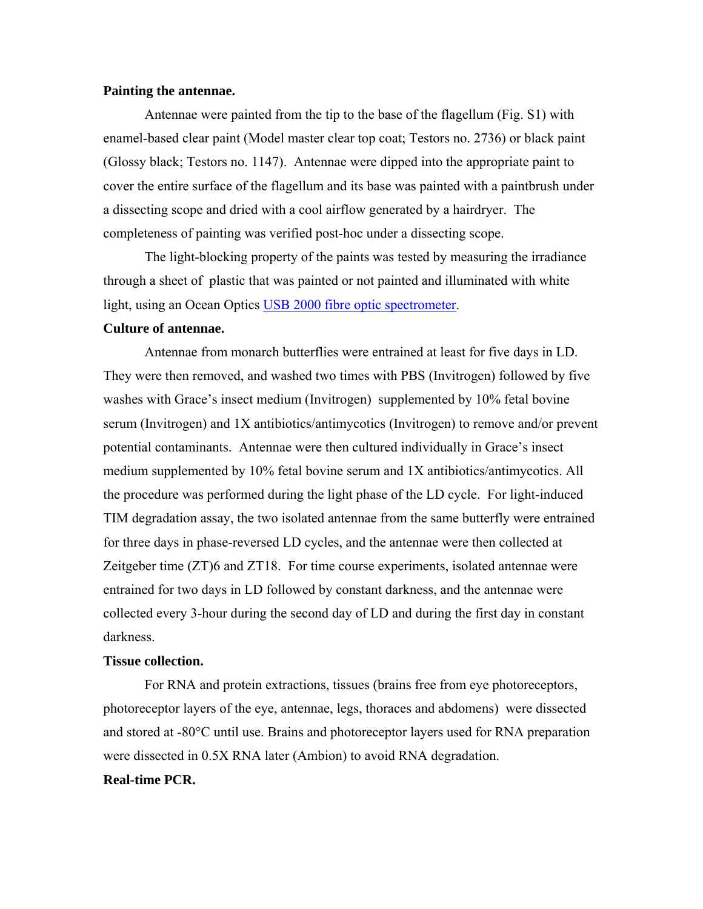**Painting the antennae.**

Antennae were painted from the tip to the base of the flagellum (Fig. S1) with enamel-based clear paint (Model master clear top coat; Testors no. 2736) or black paint (Glossy black; Testors no. 1147). Antennae were dipped into the appropriate paint to cover the entire surface of the flagellum and its base was painted with a paintbrush under a dissecting scope and dried with a cool airflow generated by a hairdryer. The completeness of painting was verified post-hoc under a dissecting scope.

The light-blocking property of the paints was tested by measuring the irradiance through a sheet of plastic that was painted or not painted and illuminated with white light, using an Ocean Optics USB 2000 fibre optic spectrometer.

**Culture of antennae.**

Antennae from monarch butterflies were entrained at least for five days in LD. They were then removed, and washed two times with PBS (Invitrogen) followed by five washes with Grace's insect medium (Invitrogen) supplemented by 10% fetal bovine serum (Invitrogen) and 1X antibiotics/antimycotics (Invitrogen) to remove and/or prevent potential contaminants. Antennae were then cultured individually in Grace's insect medium supplemented by 10% fetal bovine serum and 1X antibiotics/antimycotics. All the procedure was performed during the light phase of the LD cycle. For light-induced TIM degradation assay, the two isolated antennae from the same butterfly were entrained for three days in phase-reversed LD cycles, and the antennae were then collected at Zeitgeber time (ZT)6 and ZT18. For time course experiments, isolated antennae were entrained for two days in LD followed by constant darkness, and the antennae were collected every 3-hour during the second day of LD and during the first day in constant darkness.

**Tissue collection.**

For RNA and protein extractions, tissues (brains free from eye photoreceptors, photoreceptor layers of the eye, antennae, legs, thoraces and abdomens) were dissected and stored at -80°C until use. Brains and photoreceptor layers used for RNA preparation were dissected in 0.5X RNA later (Ambion) to avoid RNA degradation.

**Real-time PCR.**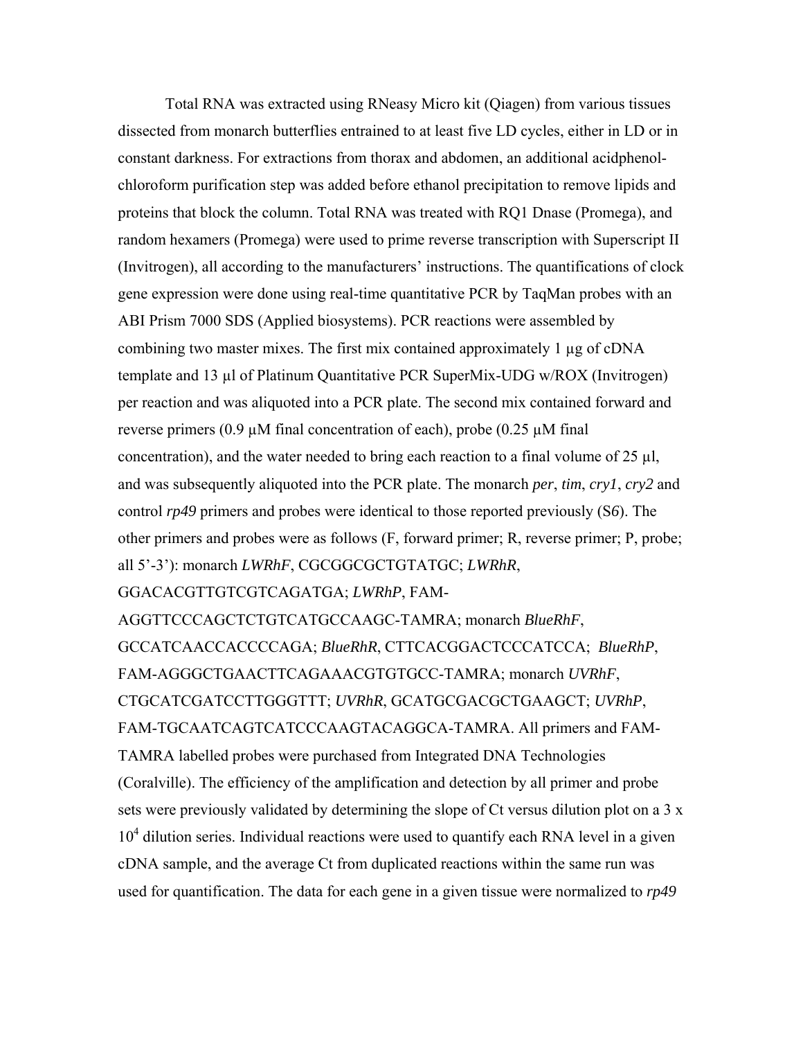Total RNA was extracted using RNeasy Micro kit (Qiagen) from various tissues dissected from monarch butterflies entrained to at least five LD cycles, either in LD or in constant darkness. For extractions from thorax and abdomen, an additional acidphenol-chloroform purification step was added before ethanol precipitation to remove lipids and proteins that block the column. Total RNA was treated with RQ1 Dnase (Promega), and random hexamers (Promega) were used to prime reverse transcription with Superscript II (Invitrogen), all according to the manufacturers' instructions. The quantifications of clock gene expression were done using real-time quantitative PCR by TaqMan probes with an ABI Prism 7000 SDS (Applied biosystems). PCR reactions were assembled by combining two master mixes. The first mix contained approximately 1 μg of cDNA template and 13 μl of Platinum Quantitative PCR SuperMix-UDG w/ROX (Invitrogen) per reaction and was aliquoted into a PCR plate. The second mix contained forward and reverse primers (0.9 μM final concentration of each), probe (0.25 μM final concentration), and the water needed to bring each reaction to a final volume of 25 μl, and was subsequently aliquoted into the PCR plate. The monarch *per*, *tim*, *cry1*, *cry2* and control *rp49* primers and probes were identical to those reported previously (S6). The other primers and probes were as follows (F, forward primer; R, reverse primer; P, probe; all 5'-3'): monarch *LWRhF*, CGCGGCGCTGTATGC; *LWRhR*, GGACACGTTGTCGTCAGATGA; *LWRhP*, FAM-AGGTTCCCAGCTCTGTCATGCCAAGC-TAMRA; monarch *BlueRhF*, GCCATCAACCACCCCAGA; *BlueRhR*, CTTCACGGACTCCCATCCA; *BlueRhP*, FAM-AGGGCTGAACTTCAGAAACGTGTGCC-TAMRA; monarch *UVRhF*, CTGCATCGATCCTTGGGTTT; *UVRhR*, GCATGCGACGCTGAAGCT; *UVRhP*, FAM-TGCAATCAGTCATCCCAAGTACAGGCA-TAMRA. All primers and FAM-TAMRA labelled probes were purchased from Integrated DNA Technologies (Coralville). The efficiency of the amplification and detection by all primer and probe sets were previously validated by determining the slope of Ct versus dilution plot on a $3 \times 10^4$ dilution series. Individual reactions were used to quantify each RNA level in a given cDNA sample, and the average Ct from duplicated reactions within the same run was used for quantification. The data for each gene in a given tissue were normalized to *rp49*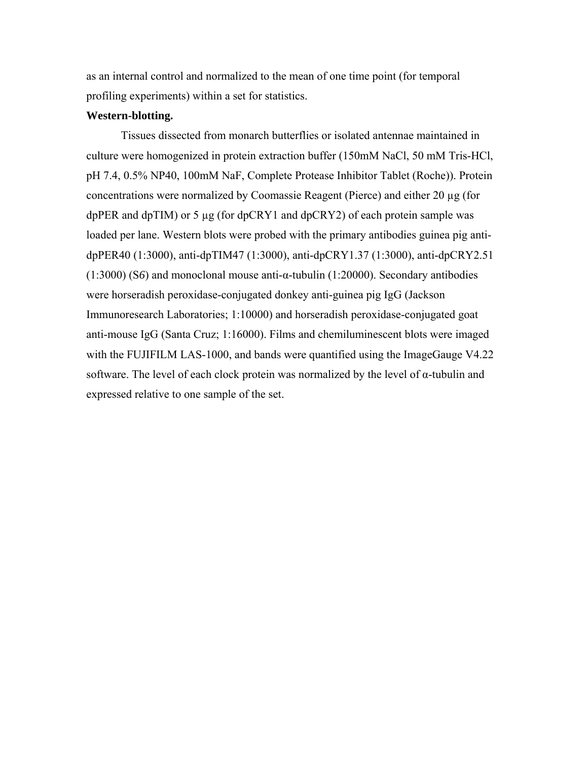as an internal control and normalized to the mean of one time point (for temporal profiling experiments) within a set for statistics.

**Western-blotting.**

Tissues dissected from monarch butterflies or isolated antennae maintained in culture were homogenized in protein extraction buffer (150mM NaCl, 50 mM Tris-HCl, pH 7.4, 0.5% NP40, 100mM NaF, Complete Protease Inhibitor Tablet (Roche)). Protein concentrations were normalized by Coomassie Reagent (Pierce) and either 20 μg (for dpPER and dpTIM) or 5 μg (for dpCRY1 and dpCRY2) of each protein sample was loaded per lane. Western blots were probed with the primary antibodies guinea pig anti-dpPER40 (1:3000), anti-dpTIM47 (1:3000), anti-dpCRY1.37 (1:3000), anti-dpCRY2.51 (1:3000) (S*6*) and monoclonal mouse anti-α-tubulin (1:20000). Secondary antibodies were horseradish peroxidase-conjugated donkey anti-guinea pig IgG (Jackson Immunoresearch Laboratories; 1:10000) and horseradish peroxidase-conjugated goat anti-mouse IgG (Santa Cruz; 1:16000). Films and chemiluminescent blots were imaged with the FUJIFILM LAS-1000, and bands were quantified using the ImageGauge V4.22 software. The level of each clock protein was normalized by the level of α-tubulin and expressed relative to one sample of the set.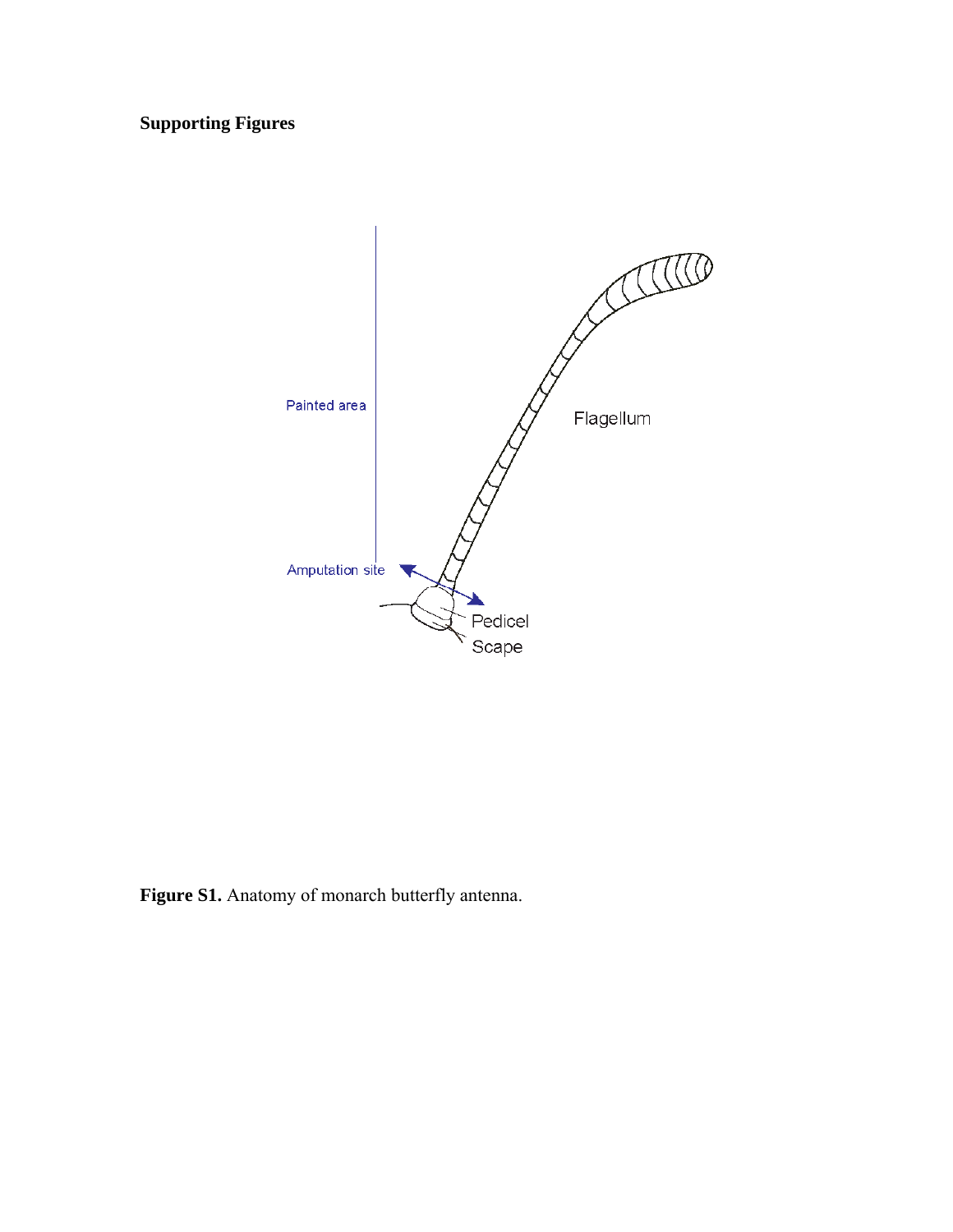**Supporting Figures**

**Figure S1.** Anatomy of monarch butterfly antenna.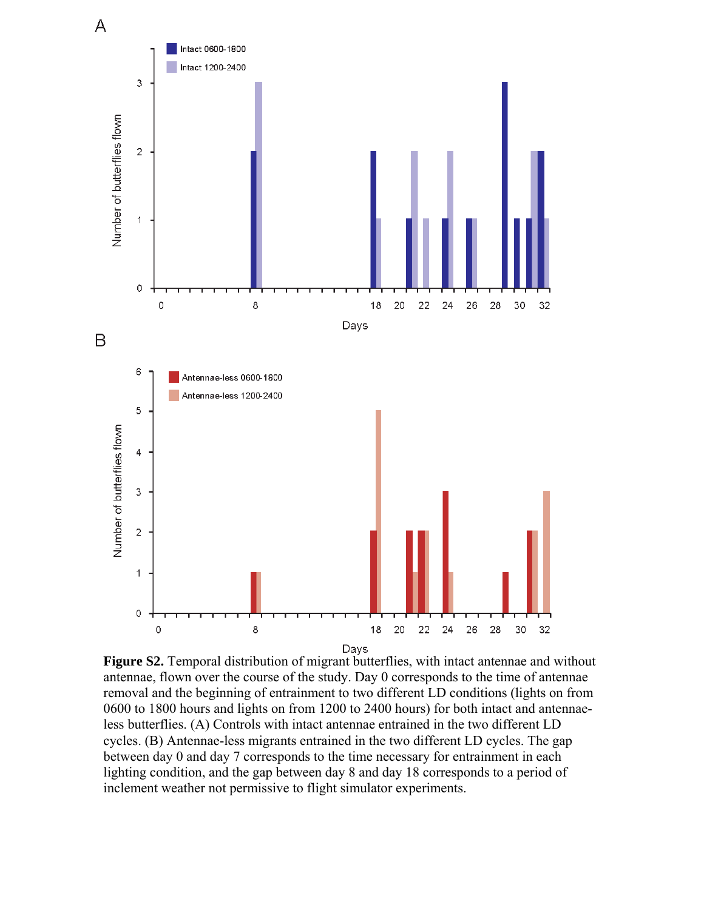**Figure S2.** Temporal distribution of migrant butterflies, with intact antennae and without antennae, flown over the course of the study. Day 0 corresponds to the time of antennae removal and the beginning of entrainment to two different LD conditions (lights on from 0600 to 1800 hours and lights on from 1200 to 2400 hours) for both intact and antennae-less butterflies. (A) Controls with intact antennae entrained in the two different LD cycles. (B) Antennae-less migrants entrained in the two different LD cycles. The gap between day 0 and day 7 corresponds to the time necessary for entrainment in each lighting condition, and the gap between day 8 and day 18 corresponds to a period of inclement weather not permissive to flight simulator experiments.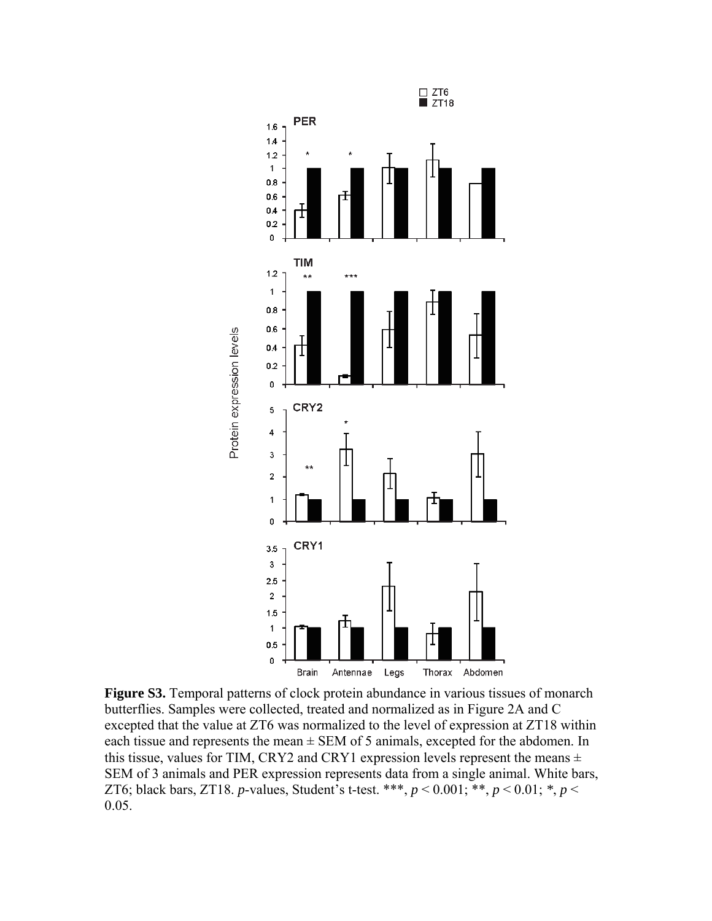**Figure S3.** Temporal patterns of clock protein abundance in various tissues of monarch butterflies. Samples were collected, treated and normalized as in Figure 2A and C excepted that the value at ZT6 was normalized to the level of expression at ZT18 within each tissue and represents the mean ± SEM of 5 animals, excepted for the abdomen. In this tissue, values for TIM, CRY2 and CRY1 expression levels represent the means ± SEM of 3 animals and PER expression represents data from a single animal. White bars, ZT6; black bars, ZT18. *p*-values, Student's t-test. ***, $p < 0.001$; **, $p < 0.01$; *, $p < 0.05$.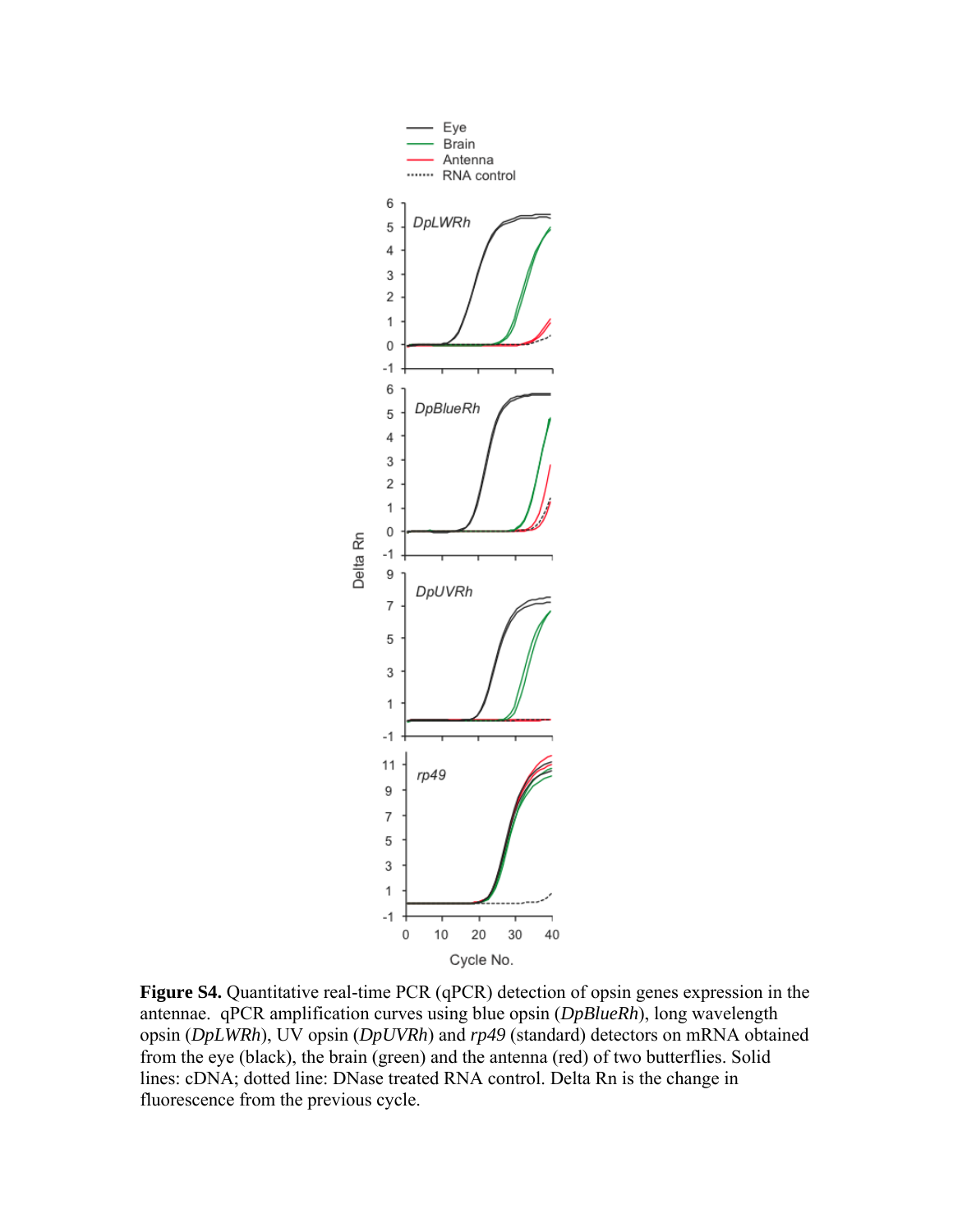**Figure S4.** Quantitative real-time PCR (qPCR) detection of opsin genes expression in the antennae. qPCR amplification curves using blue opsin (*DpBlueRh*), long wavelength opsin (*DpLWRh*), UV opsin (*DpUVRh*) and *rp49* (standard) detectors on mRNA obtained from the eye (black), the brain (green) and the antenna (red) of two butterflies. Solid lines: cDNA; dotted line: DNase treated RNA control. Delta Rn is the change in fluorescence from the previous cycle.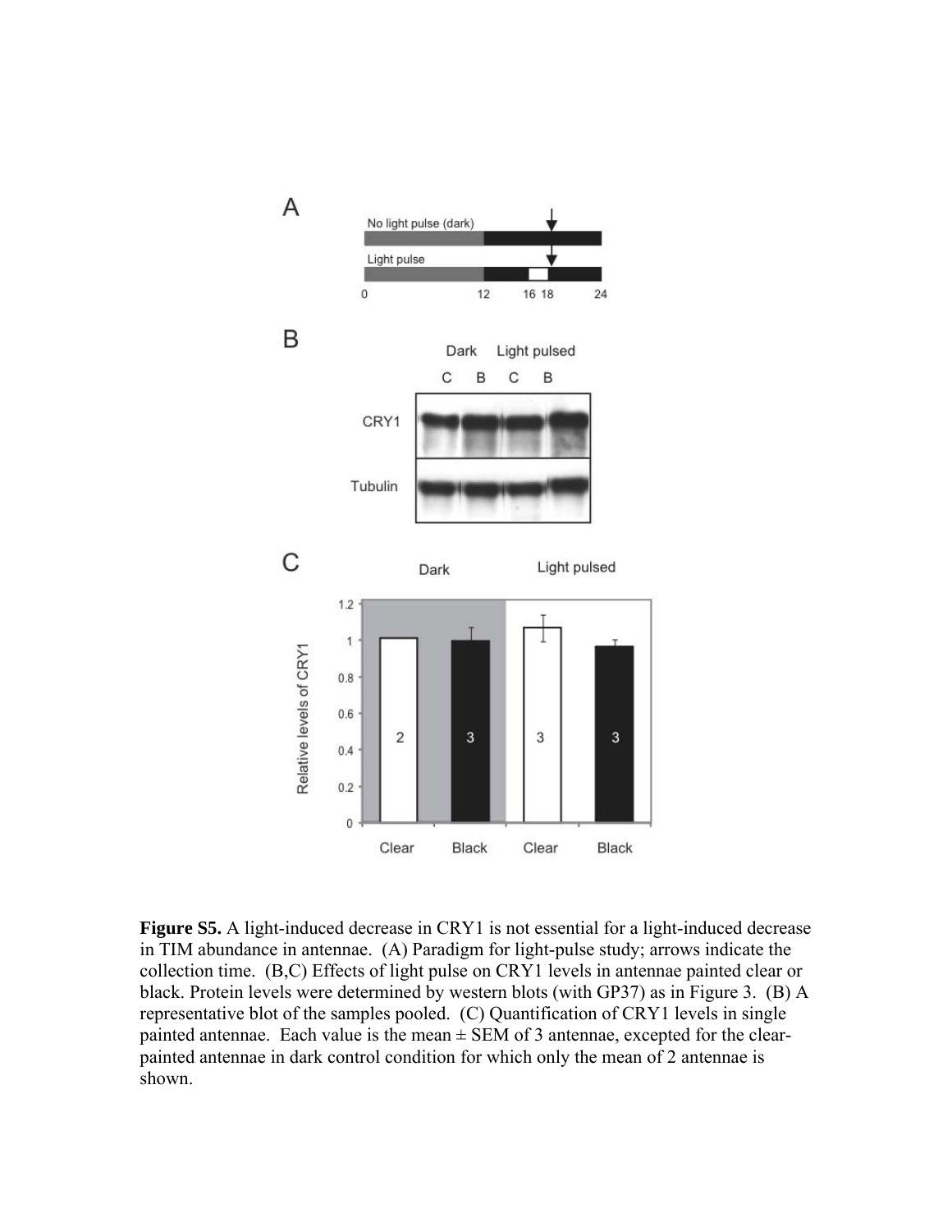**Figure S5.** A light-induced decrease in CRY1 is not essential for a light-induced decrease in TIM abundance in antennae. (A) Paradigm for light-pulse study; arrows indicate the collection time. (B,C) Effects of light pulse on CRY1 levels in antennae painted clear or black. Protein levels were determined by western blots (with GP37) as in Figure 3. (B) A representative blot of the samples pooled. (C) Quantification of CRY1 levels in single painted antennae. Each value is the mean ± SEM of 3 antennae, excepted for the clear-painted antennae in dark control condition for which only the mean of 2 antennae is shown.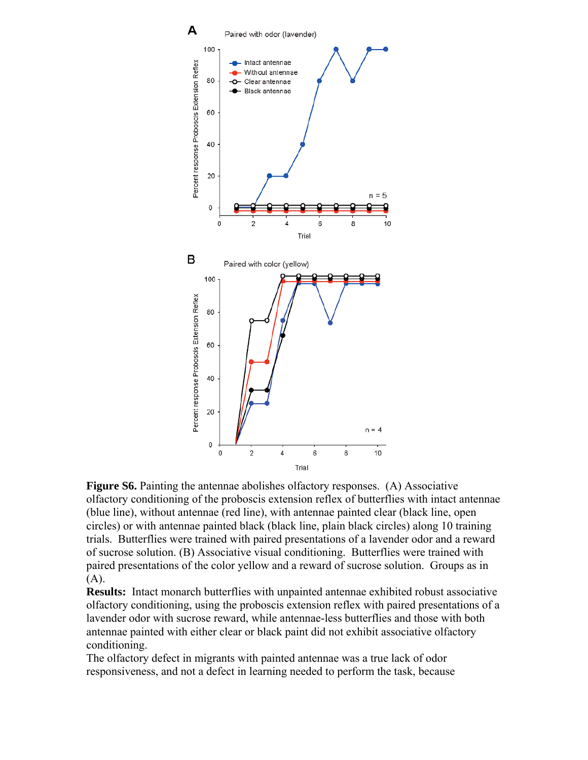**Figure S6.** Painting the antennae abolishes olfactory responses. (A) Associative olfactory conditioning of the proboscis extension reflex of butterflies with intact antennae (blue line), without antennae (red line), with antennae painted clear (black line, open circles) or with antennae painted black (black line, plain black circles) along 10 training trials. Butterflies were trained with paired presentations of a lavender odor and a reward of sucrose solution. (B) Associative visual conditioning. Butterflies were trained with paired presentations of the color yellow and a reward of sucrose solution. Groups as in (A).

**Results:** Intact monarch butterflies with unpainted antennae exhibited robust associative olfactory conditioning, using the proboscis extension reflex with paired presentations of a lavender odor with sucrose reward, while antennae-less butterflies and those with both antennae painted with either clear or black paint did not exhibit associative olfactory conditioning.

The olfactory defect in migrants with painted antennae was a true lack of odor responsiveness, and not a defect in learning needed to perform the task, because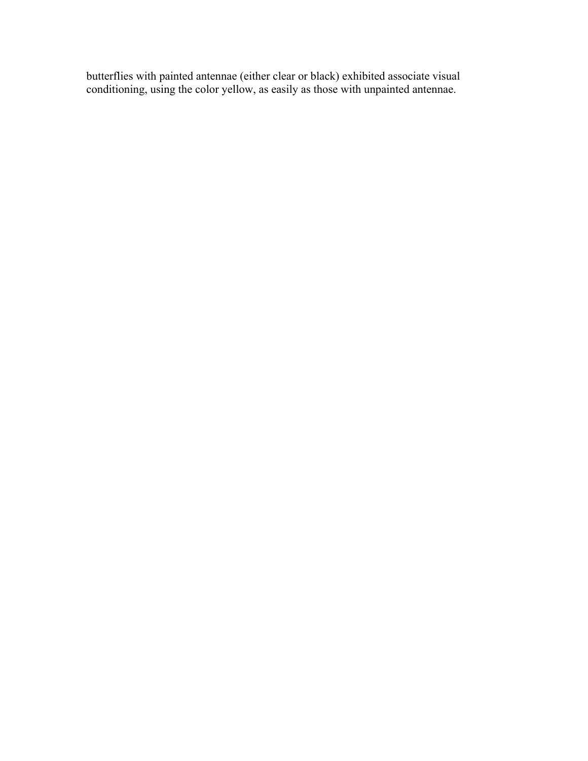butterflies with painted antennae (either clear or black) exhibited associate visual conditioning, using the color yellow, as easily as those with unpainted antennae.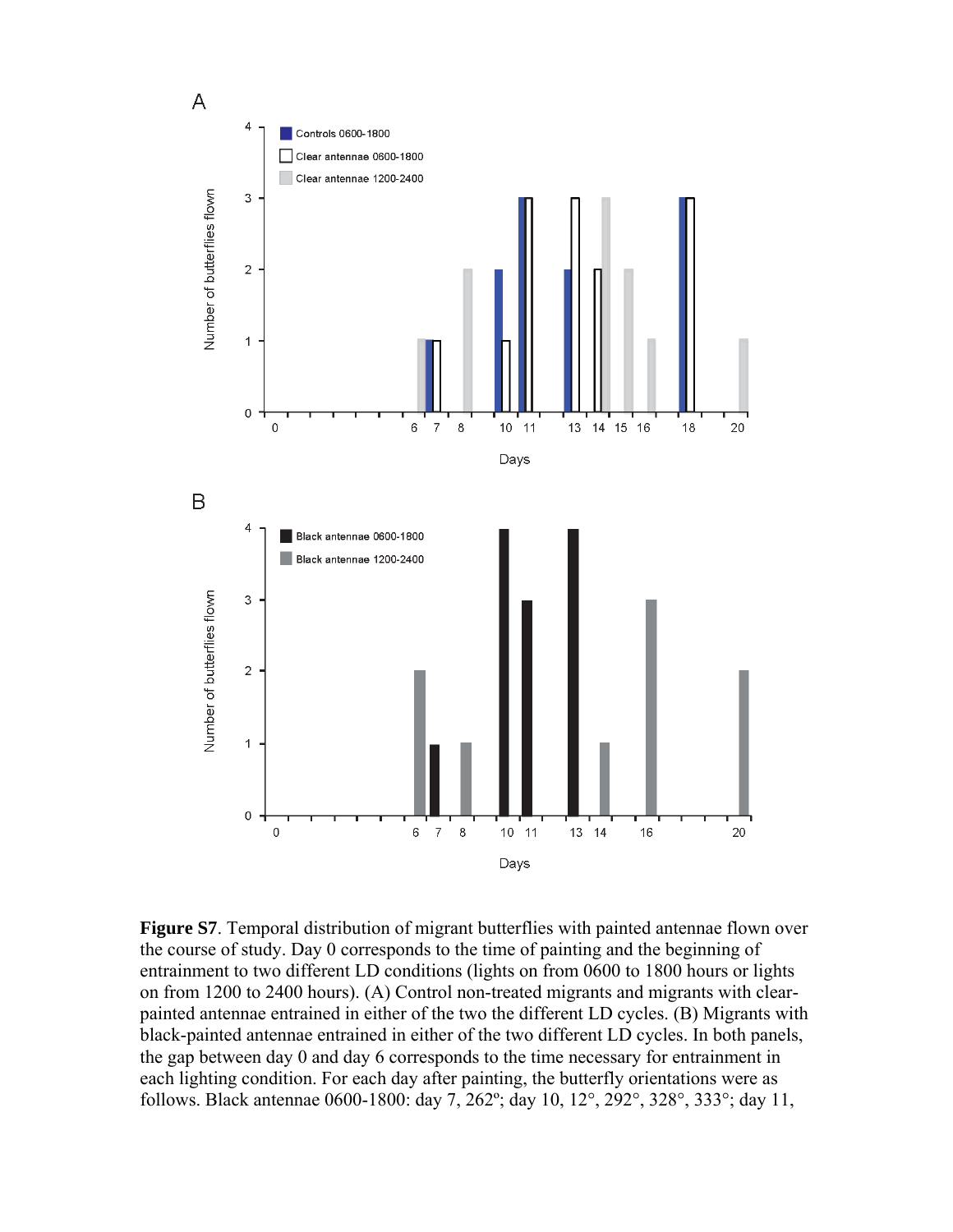**Figure S7**. Temporal distribution of migrant butterflies with painted antennae flown over the course of study. Day 0 corresponds to the time of painting and the beginning of entrainment to two different LD conditions (lights on from 0600 to 1800 hours or lights on from 1200 to 2400 hours). (A) Control non-treated migrants and migrants with clear-painted antennae entrained in either of the two the different LD cycles. (B) Migrants with black-painted antennae entrained in either of the two different LD cycles. In both panels, the gap between day 0 and day 6 corresponds to the time necessary for entrainment in each lighting condition. For each day after painting, the butterfly orientations were as follows. Black antennae 0600-1800: day 7, 262º; day 10, 12°, 292°, 328°, 333°; day 11,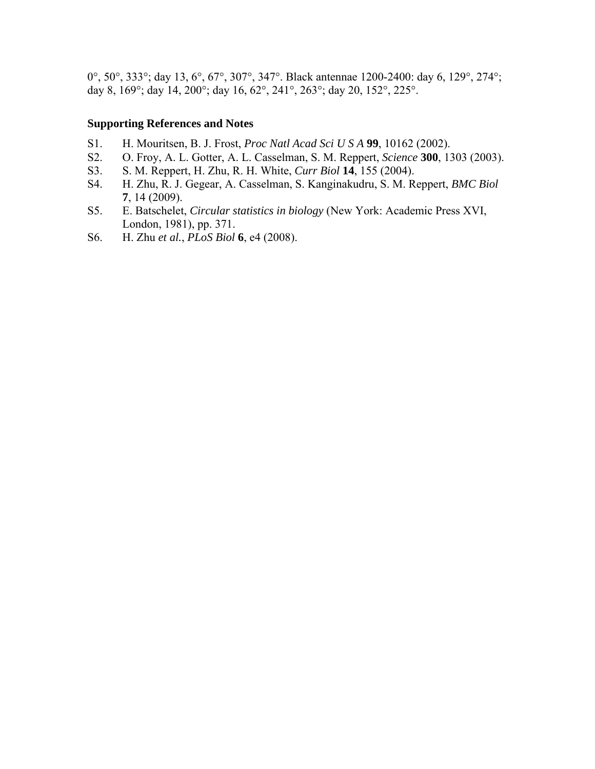0°, 50°, 333°; day 13, 6°, 67°, 307°, 347°. Black antennae 1200-2400: day 6, 129°, 274°; day 8, 169°; day 14, 200°; day 16, 62°, 241°, 263°; day 20, 152°, 225°.

### Supporting References and Notes

- S1. H. Mouritsen, B. J. Frost, *Proc Natl Acad Sci U S A* **99**, 10162 (2002).
- S2. O. Froy, A. L. Gotter, A. L. Casselman, S. M. Reppert, *Science* **300**, 1303 (2003).
- S3. S. M. Reppert, H. Zhu, R. H. White, *Curr Biol* **14**, 155 (2004).
- S4. H. Zhu, R. J. Gegear, A. Casselman, S. Kanginakudru, S. M. Reppert, *BMC Biol* **7**, 14 (2009).
- S5. E. Batschelet, *Circular statistics in biology* (New York: Academic Press XVI, London, 1981), pp. 371.
- S6. H. Zhu *et al.*, *PLoS Biol* **6**, e4 (2008).